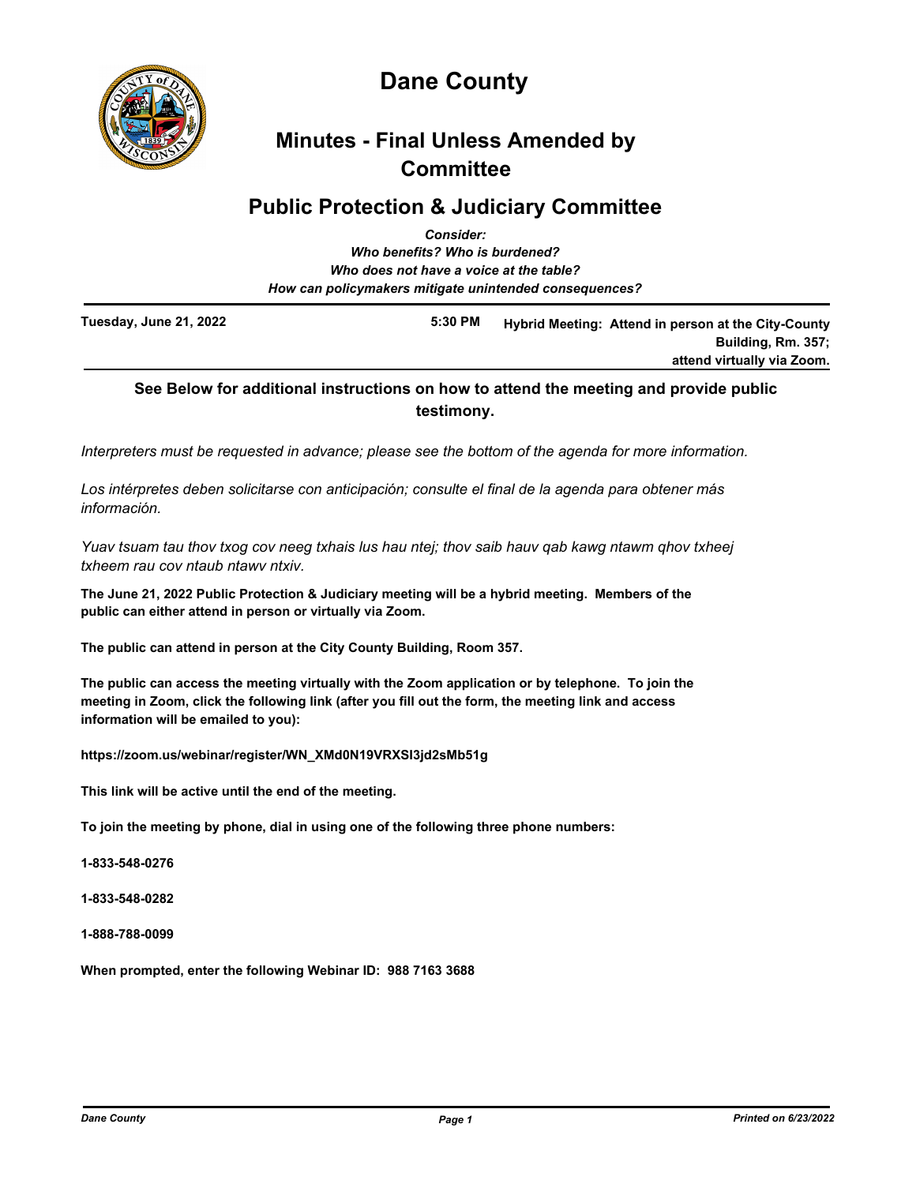# Dane County

## Minutes - Final Unless Amended by Committee

## Public Protection & Judiciary Committee

*Consider:*
*Who benefits? Who is burdened?*
*Who does not have a voice at the table?*
*How can policymakers mitigate unintended consequences?*

| Tuesday, June 21, 2022 | 5:30 PM | Hybrid Meeting: Attend in person at the City-County Building, Rm. 357; attend virtually via Zoom. |
|---|---|---|

**See Below for additional instructions on how to attend the meeting and provide public testimony.**

*Interpreters must be requested in advance; please see the bottom of the agenda for more information.*

*Los intérpretes deben solicitarse con anticipación; consulte el final de la agenda para obtener más información.*

*Yuav tsuam tau thov txog cov neeg txhais lus hau ntej; thov saib hauv qab kawg ntawm qhov txheej txheem rau cov ntaub ntawv ntxiv.*

**The June 21, 2022 Public Protection & Judiciary meeting will be a hybrid meeting. Members of the public can either attend in person or virtually via Zoom.**

**The public can attend in person at the City County Building, Room 357.**

**The public can access the meeting virtually with the Zoom application or by telephone. To join the meeting in Zoom, click the following link (after you fill out the form, the meeting link and access information will be emailed to you):**

**https://zoom.us/webinar/register/WN_XMd0N19VRXSI3jd2sMb51g**

**This link will be active until the end of the meeting.**

**To join the meeting by phone, dial in using one of the following three phone numbers:**

**1-833-548-0276**

**1-833-548-0282**

**1-888-788-0099**

**When prompted, enter the following Webinar ID: 988 7163 3688**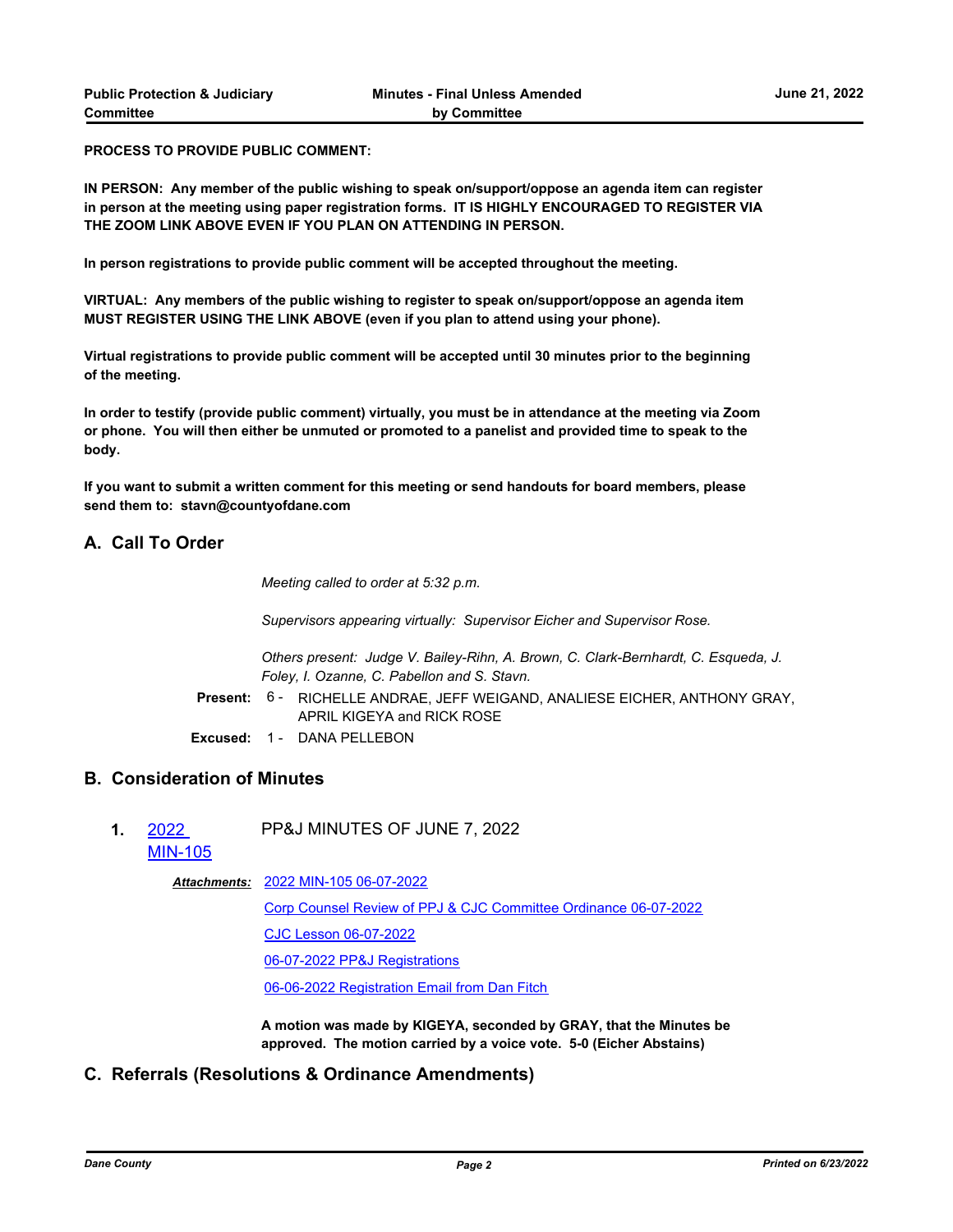**PROCESS TO PROVIDE PUBLIC COMMENT:**

**IN PERSON: Any member of the public wishing to speak on/support/oppose an agenda item can register in person at the meeting using paper registration forms. IT IS HIGHLY ENCOURAGED TO REGISTER VIA THE ZOOM LINK ABOVE EVEN IF YOU PLAN ON ATTENDING IN PERSON.**

**In person registrations to provide public comment will be accepted throughout the meeting.**

**VIRTUAL: Any members of the public wishing to register to speak on/support/oppose an agenda item MUST REGISTER USING THE LINK ABOVE (even if you plan to attend using your phone).**

**Virtual registrations to provide public comment will be accepted until 30 minutes prior to the beginning of the meeting.**

**In order to testify (provide public comment) virtually, you must be in attendance at the meeting via Zoom or phone. You will then either be unmuted or promoted to a panelist and provided time to speak to the body.**

**If you want to submit a written comment for this meeting or send handouts for board members, please send them to: stavn@countyofdane.com**

## A. Call To Order

*Meeting called to order at 5:32 p.m.*

*Supervisors appearing virtually: Supervisor Eicher and Supervisor Rose.*

*Others present: Judge V. Bailey-Rihn, A. Brown, C. Clark-Bernhardt, C. Esqueda, J. Foley, I. Ozanne, C. Pabellon and S. Stavn.*

**Present:** 6 - RICHELLE ANDRAE, JEFF WEIGAND, ANALIESE EICHER, ANTHONY GRAY, APRIL KIGEYA and RICK ROSE

**Excused:** 1 - DANA PELLEBON

## B. Consideration of Minutes

**1.** 2022 MIN-105 — PP&J MINUTES OF JUNE 7, 2022

***Attachments:*** 2022 MIN-105 06-07-2022
Corp Counsel Review of PPJ & CJC Committee Ordinance 06-07-2022
CJC Lesson 06-07-2022
06-07-2022 PP&J Registrations
06-06-2022 Registration Email from Dan Fitch

**A motion was made by KIGEYA, seconded by GRAY, that the Minutes be approved. The motion carried by a voice vote. 5-0 (Eicher Abstains)**

## C. Referrals (Resolutions & Ordinance Amendments)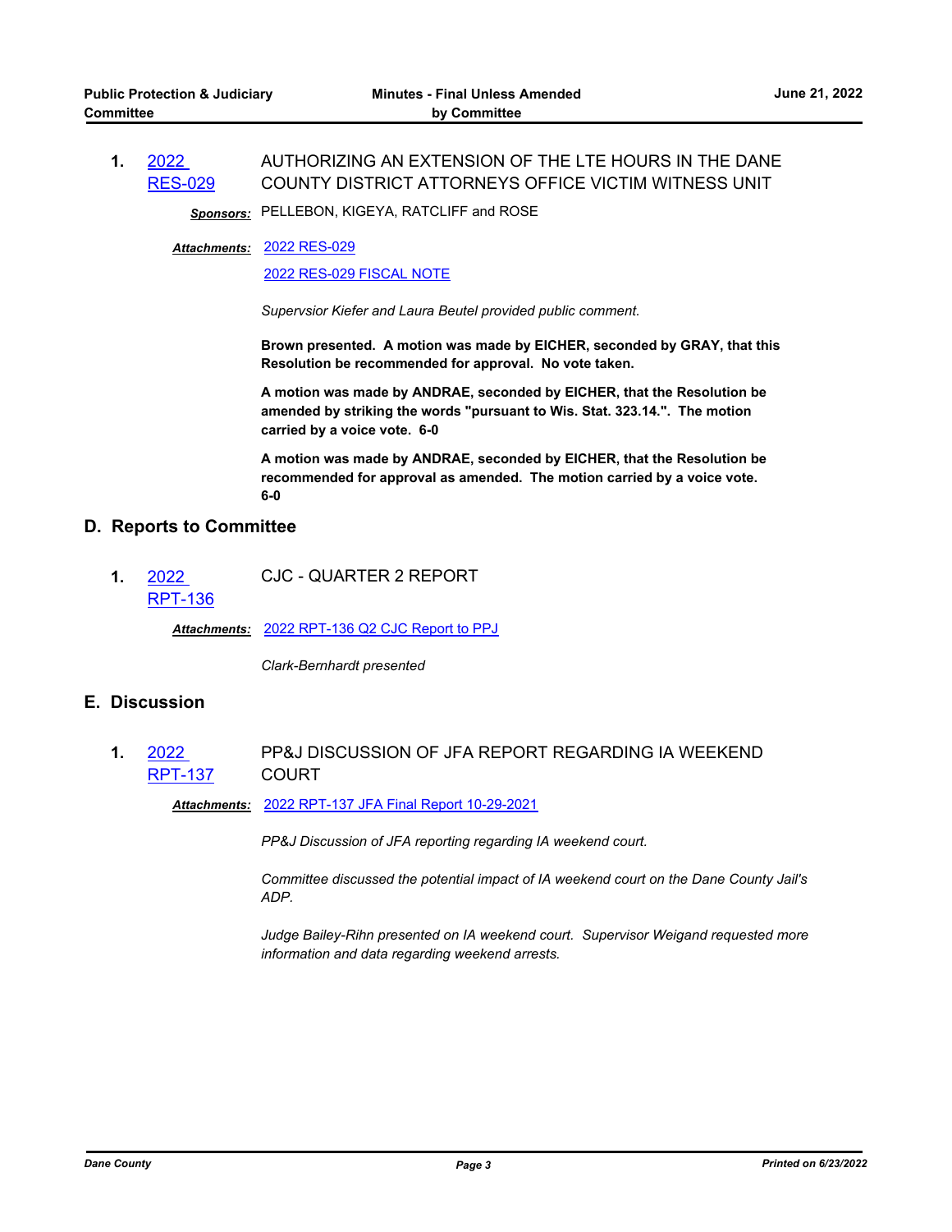**1.** [2022 RES-029] AUTHORIZING AN EXTENSION OF THE LTE HOURS IN THE DANE COUNTY DISTRICT ATTORNEYS OFFICE VICTIM WITNESS UNIT

***Sponsors:*** PELLEBON, KIGEYA, RATCLIFF and ROSE

***Attachments:*** [2022 RES-029]
[2022 RES-029 FISCAL NOTE]

*Supervsior Kiefer and Laura Beutel provided public comment.*

**Brown presented. A motion was made by EICHER, seconded by GRAY, that this Resolution be recommended for approval. No vote taken.**

**A motion was made by ANDRAE, seconded by EICHER, that the Resolution be amended by striking the words "pursuant to Wis. Stat. 323.14.". The motion carried by a voice vote. 6-0**

**A motion was made by ANDRAE, seconded by EICHER, that the Resolution be recommended for approval as amended. The motion carried by a voice vote. 6-0**

## D. Reports to Committee

**1.** [2022 RPT-136] CJC - QUARTER 2 REPORT

***Attachments:*** [2022 RPT-136 Q2 CJC Report to PPJ]

*Clark-Bernhardt presented*

## E. Discussion

**1.** [2022 RPT-137] PP&J DISCUSSION OF JFA REPORT REGARDING IA WEEKEND COURT

***Attachments:*** [2022 RPT-137 JFA Final Report 10-29-2021]

*PP&J Discussion of JFA reporting regarding IA weekend court.*

*Committee discussed the potential impact of IA weekend court on the Dane County Jail's ADP.*

*Judge Bailey-Rihn presented on IA weekend court. Supervisor Weigand requested more information and data regarding weekend arrests.*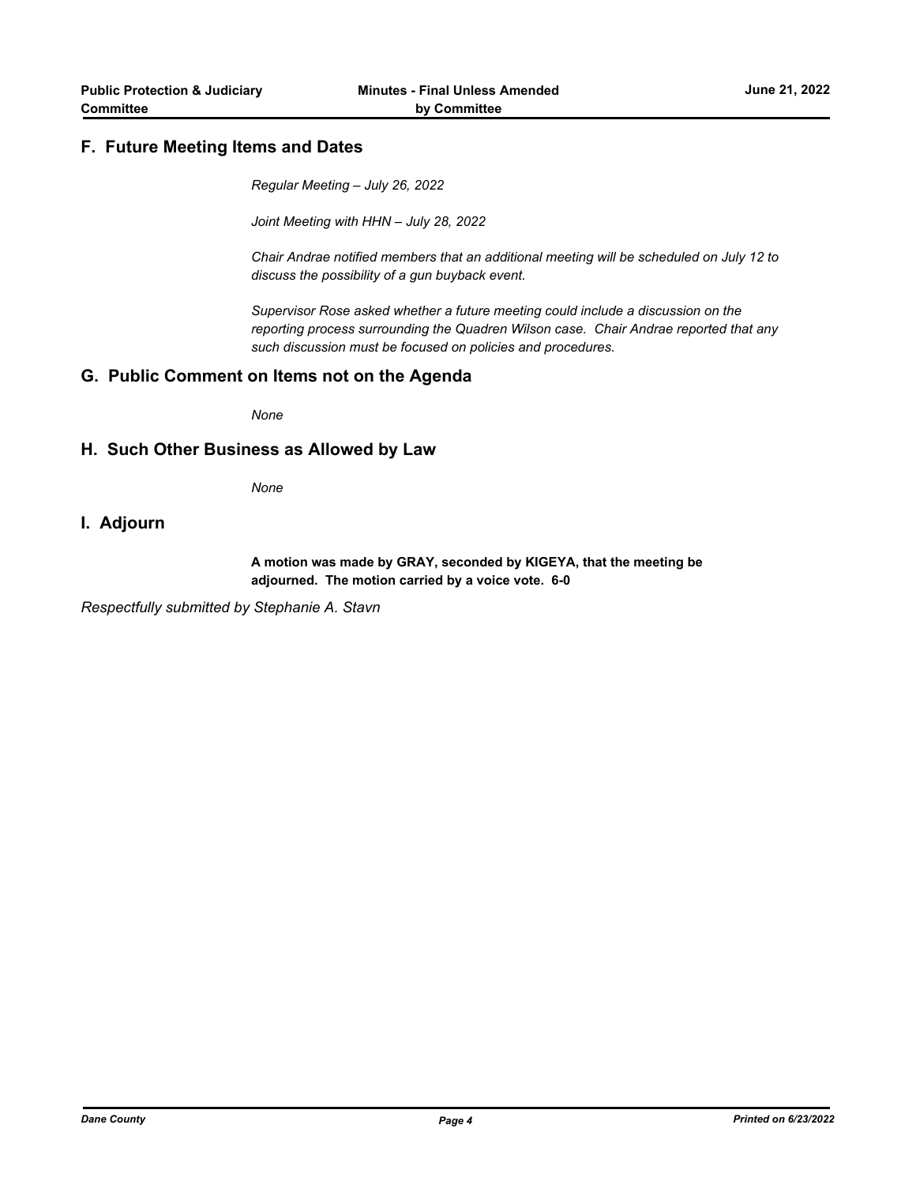## F. Future Meeting Items and Dates

*Regular Meeting – July 26, 2022*

*Joint Meeting with HHN – July 28, 2022*

*Chair Andrae notified members that an additional meeting will be scheduled on July 12 to discuss the possibility of a gun buyback event.*

*Supervisor Rose asked whether a future meeting could include a discussion on the reporting process surrounding the Quadren Wilson case. Chair Andrae reported that any such discussion must be focused on policies and procedures.*

## G. Public Comment on Items not on the Agenda

*None*

## H. Such Other Business as Allowed by Law

*None*

## I. Adjourn

**A motion was made by GRAY, seconded by KIGEYA, that the meeting be adjourned. The motion carried by a voice vote. 6-0**

*Respectfully submitted by Stephanie A. Stavn*